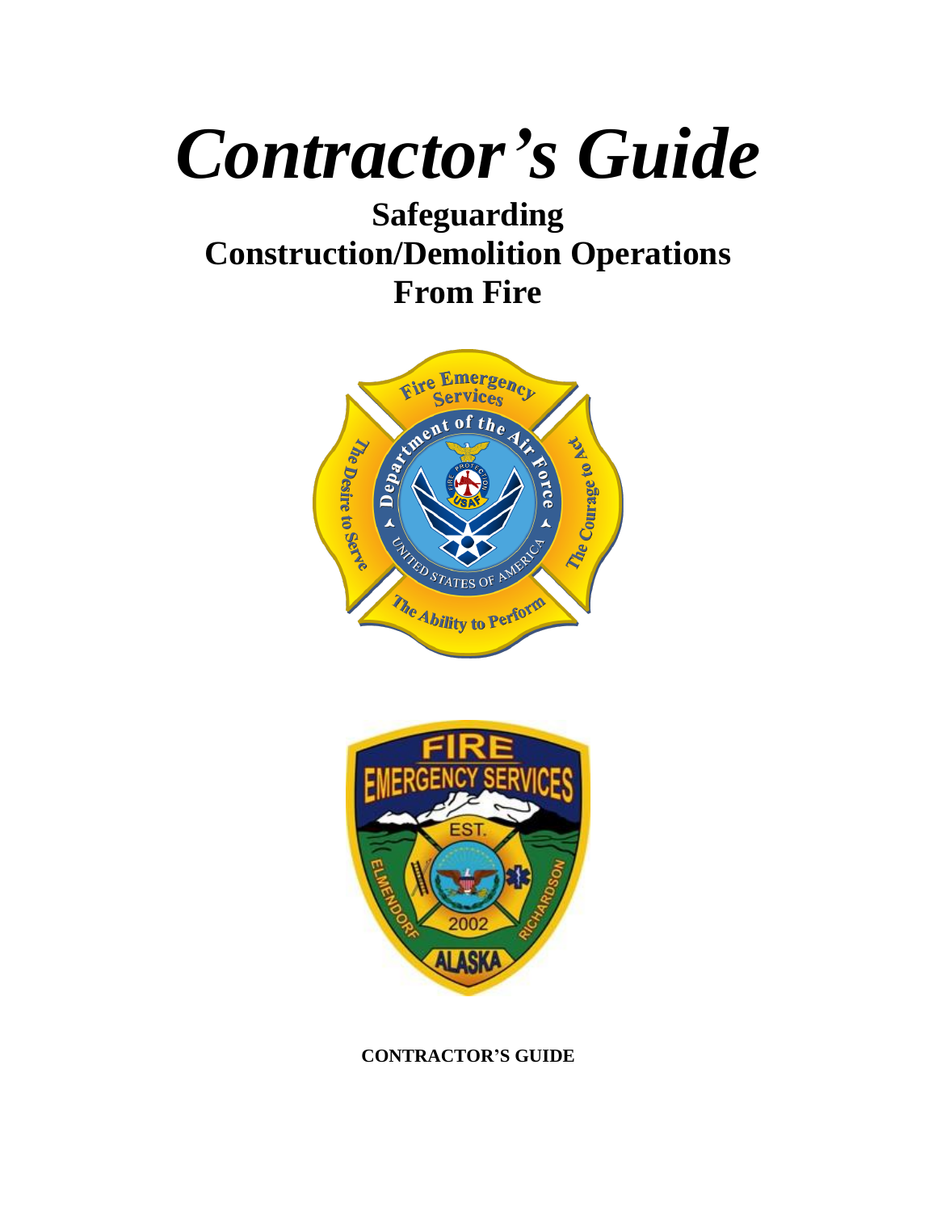# *Contractor's Guide*

## Safeguarding
## Construction/Demolition Operations
## From Fire

**CONTRACTOR'S GUIDE**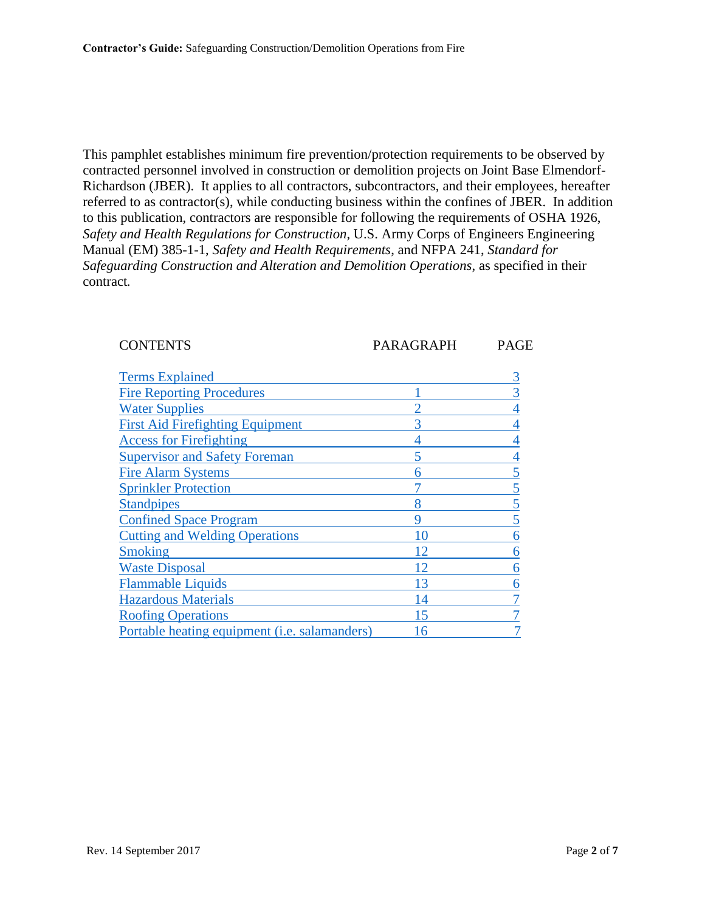This pamphlet establishes minimum fire prevention/protection requirements to be observed by contracted personnel involved in construction or demolition projects on Joint Base Elmendorf-Richardson (JBER). It applies to all contractors, subcontractors, and their employees, hereafter referred to as contractor(s), while conducting business within the confines of JBER. In addition to this publication, contractors are responsible for following the requirements of OSHA 1926, *Safety and Health Regulations for Construction*, U.S. Army Corps of Engineers Engineering Manual (EM) 385-1-1, *Safety and Health Requirements*, and NFPA 241, *Standard for Safeguarding Construction and Alteration and Demolition Operations*, as specified in their contract.

| CONTENTS | PARAGRAPH | PAGE |
|---|---|---|
| Terms Explained | | 3 |
| Fire Reporting Procedures | 1 | 3 |
| Water Supplies | 2 | 4 |
| First Aid Firefighting Equipment | 3 | 4 |
| Access for Firefighting | 4 | 4 |
| Supervisor and Safety Foreman | 5 | 4 |
| Fire Alarm Systems | 6 | 5 |
| Sprinkler Protection | 7 | 5 |
| Standpipes | 8 | 5 |
| Confined Space Program | 9 | 5 |
| Cutting and Welding Operations | 10 | 6 |
| Smoking | 12 | 6 |
| Waste Disposal | 12 | 6 |
| Flammable Liquids | 13 | 6 |
| Hazardous Materials | 14 | 7 |
| Roofing Operations | 15 | 7 |
| Portable heating equipment (i.e. salamanders) | 16 | 7 |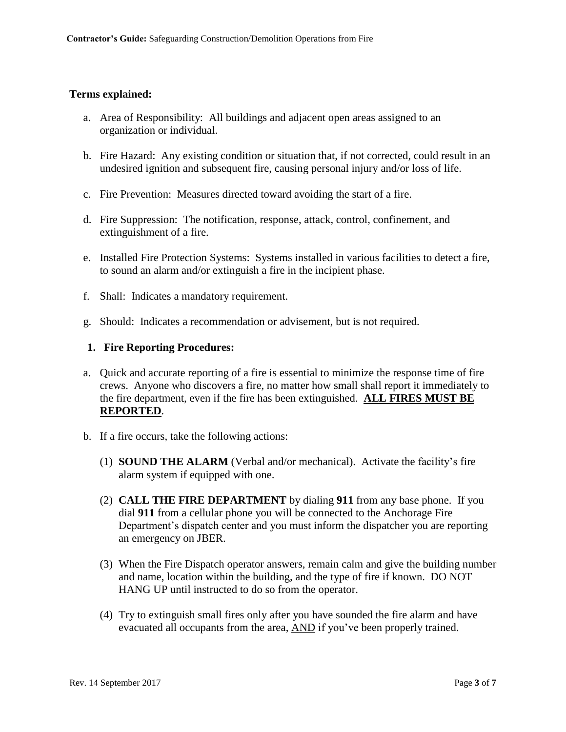**Terms explained:**

a. Area of Responsibility: All buildings and adjacent open areas assigned to an organization or individual.

b. Fire Hazard: Any existing condition or situation that, if not corrected, could result in an undesired ignition and subsequent fire, causing personal injury and/or loss of life.

c. Fire Prevention: Measures directed toward avoiding the start of a fire.

d. Fire Suppression: The notification, response, attack, control, confinement, and extinguishment of a fire.

e. Installed Fire Protection Systems: Systems installed in various facilities to detect a fire, to sound an alarm and/or extinguish a fire in the incipient phase.

f. Shall: Indicates a mandatory requirement.

g. Should: Indicates a recommendation or advisement, but is not required.

**1. Fire Reporting Procedures:**

a. Quick and accurate reporting of a fire is essential to minimize the response time of fire crews. Anyone who discovers a fire, no matter how small shall report it immediately to the fire department, even if the fire has been extinguished. **<u>ALL FIRES MUST BE REPORTED</u>**.

b. If a fire occurs, take the following actions:

(1) **SOUND THE ALARM** (Verbal and/or mechanical). Activate the facility's fire alarm system if equipped with one.

(2) **CALL THE FIRE DEPARTMENT** by dialing **911** from any base phone. If you dial **911** from a cellular phone you will be connected to the Anchorage Fire Department's dispatch center and you must inform the dispatcher you are reporting an emergency on JBER.

(3) When the Fire Dispatch operator answers, remain calm and give the building number and name, location within the building, and the type of fire if known. DO NOT HANG UP until instructed to do so from the operator.

(4) Try to extinguish small fires only after you have sounded the fire alarm and have evacuated all occupants from the area, <u>AND</u> if you've been properly trained.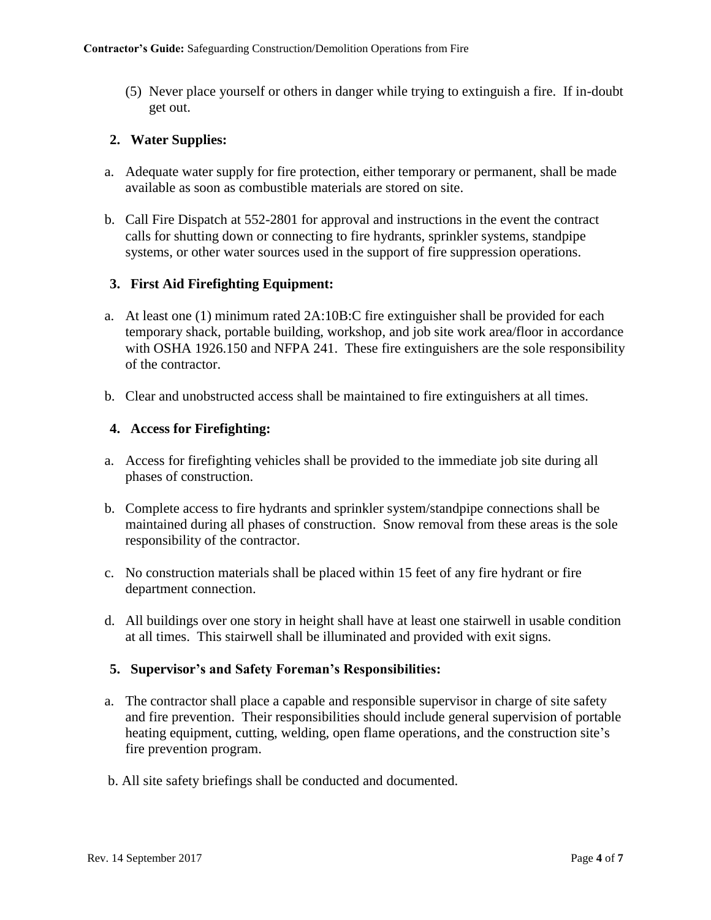(5) Never place yourself or others in danger while trying to extinguish a fire. If in-doubt get out.

**2. Water Supplies:**

a. Adequate water supply for fire protection, either temporary or permanent, shall be made available as soon as combustible materials are stored on site.

b. Call Fire Dispatch at 552-2801 for approval and instructions in the event the contract calls for shutting down or connecting to fire hydrants, sprinkler systems, standpipe systems, or other water sources used in the support of fire suppression operations.

**3. First Aid Firefighting Equipment:**

a. At least one (1) minimum rated 2A:10B:C fire extinguisher shall be provided for each temporary shack, portable building, workshop, and job site work area/floor in accordance with OSHA 1926.150 and NFPA 241. These fire extinguishers are the sole responsibility of the contractor.

b. Clear and unobstructed access shall be maintained to fire extinguishers at all times.

**4. Access for Firefighting:**

a. Access for firefighting vehicles shall be provided to the immediate job site during all phases of construction.

b. Complete access to fire hydrants and sprinkler system/standpipe connections shall be maintained during all phases of construction. Snow removal from these areas is the sole responsibility of the contractor.

c. No construction materials shall be placed within 15 feet of any fire hydrant or fire department connection.

d. All buildings over one story in height shall have at least one stairwell in usable condition at all times. This stairwell shall be illuminated and provided with exit signs.

**5. Supervisor's and Safety Foreman's Responsibilities:**

a. The contractor shall place a capable and responsible supervisor in charge of site safety and fire prevention. Their responsibilities should include general supervision of portable heating equipment, cutting, welding, open flame operations, and the construction site's fire prevention program.

b. All site safety briefings shall be conducted and documented.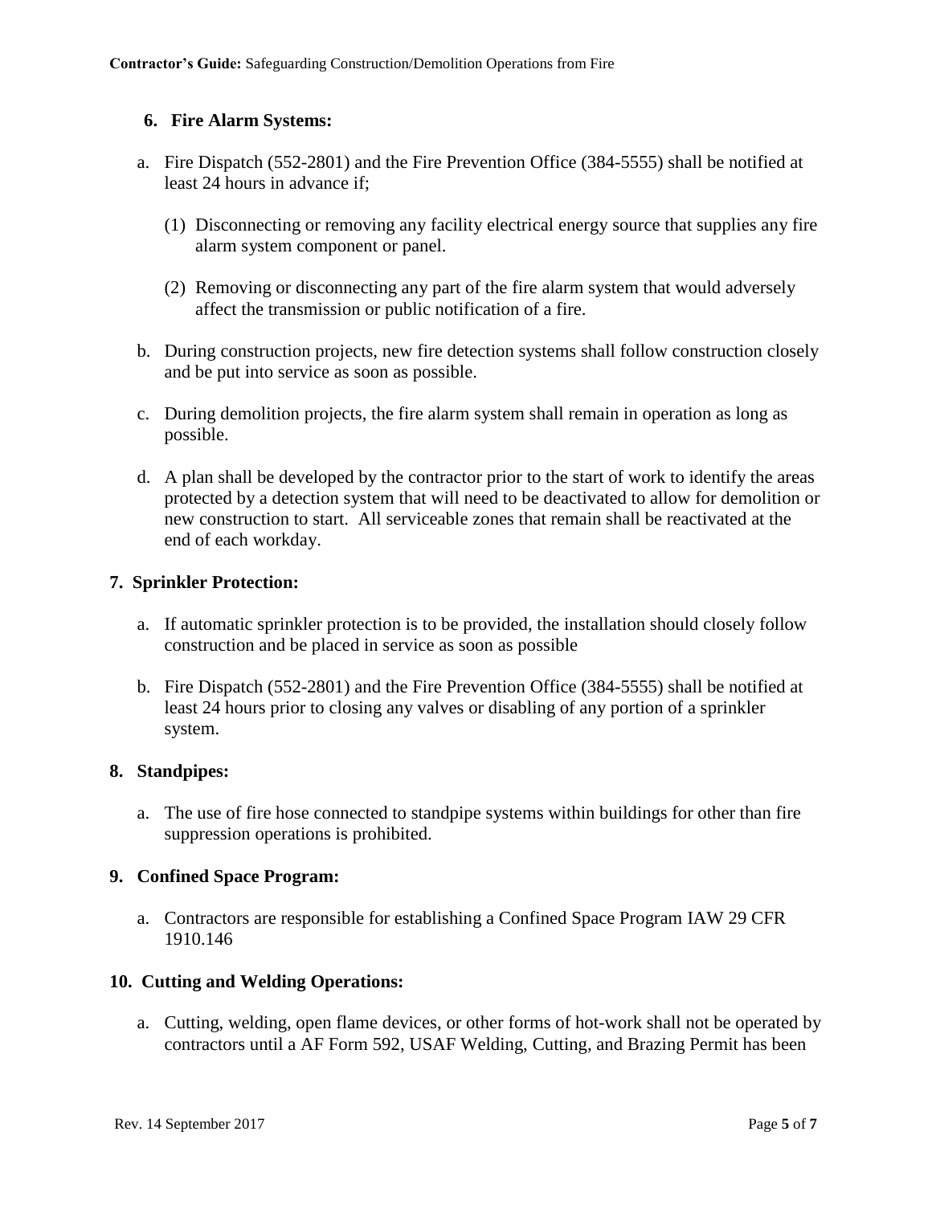### 6. Fire Alarm Systems:

a. Fire Dispatch (552-2801) and the Fire Prevention Office (384-5555) shall be notified at least 24 hours in advance if;

   (1) Disconnecting or removing any facility electrical energy source that supplies any fire alarm system component or panel.

   (2) Removing or disconnecting any part of the fire alarm system that would adversely affect the transmission or public notification of a fire.

b. During construction projects, new fire detection systems shall follow construction closely and be put into service as soon as possible.

c. During demolition projects, the fire alarm system shall remain in operation as long as possible.

d. A plan shall be developed by the contractor prior to the start of work to identify the areas protected by a detection system that will need to be deactivated to allow for demolition or new construction to start. All serviceable zones that remain shall be reactivated at the end of each workday.

### 7. Sprinkler Protection:

a. If automatic sprinkler protection is to be provided, the installation should closely follow construction and be placed in service as soon as possible

b. Fire Dispatch (552-2801) and the Fire Prevention Office (384-5555) shall be notified at least 24 hours prior to closing any valves or disabling of any portion of a sprinkler system.

### 8. Standpipes:

a. The use of fire hose connected to standpipe systems within buildings for other than fire suppression operations is prohibited.

### 9. Confined Space Program:

a. Contractors are responsible for establishing a Confined Space Program IAW 29 CFR 1910.146

### 10. Cutting and Welding Operations:

a. Cutting, welding, open flame devices, or other forms of hot-work shall not be operated by contractors until a AF Form 592, USAF Welding, Cutting, and Brazing Permit has been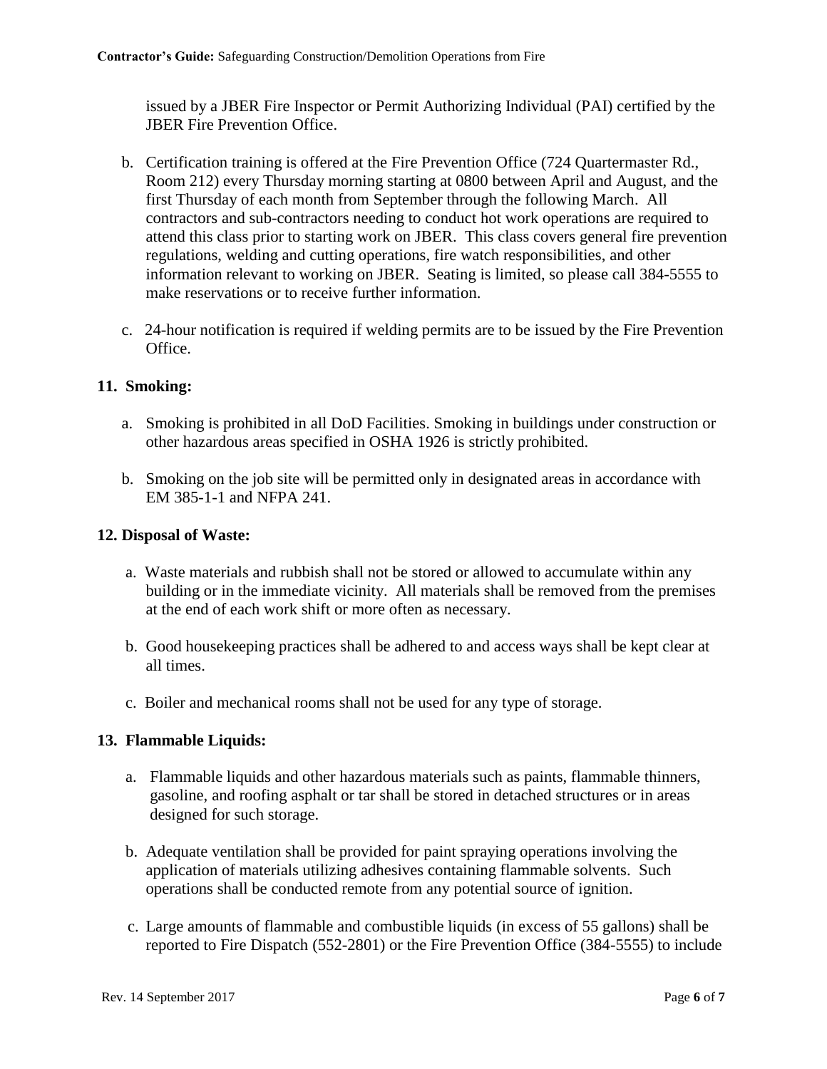issued by a JBER Fire Inspector or Permit Authorizing Individual (PAI) certified by the JBER Fire Prevention Office.

b. Certification training is offered at the Fire Prevention Office (724 Quartermaster Rd., Room 212) every Thursday morning starting at 0800 between April and August, and the first Thursday of each month from September through the following March. All contractors and sub-contractors needing to conduct hot work operations are required to attend this class prior to starting work on JBER. This class covers general fire prevention regulations, welding and cutting operations, fire watch responsibilities, and other information relevant to working on JBER. Seating is limited, so please call 384-5555 to make reservations or to receive further information.

c. 24-hour notification is required if welding permits are to be issued by the Fire Prevention Office.

**11. Smoking:**

a. Smoking is prohibited in all DoD Facilities. Smoking in buildings under construction or other hazardous areas specified in OSHA 1926 is strictly prohibited.

b. Smoking on the job site will be permitted only in designated areas in accordance with EM 385-1-1 and NFPA 241.

**12. Disposal of Waste:**

a. Waste materials and rubbish shall not be stored or allowed to accumulate within any building or in the immediate vicinity. All materials shall be removed from the premises at the end of each work shift or more often as necessary.

b. Good housekeeping practices shall be adhered to and access ways shall be kept clear at all times.

c. Boiler and mechanical rooms shall not be used for any type of storage.

**13. Flammable Liquids:**

a. Flammable liquids and other hazardous materials such as paints, flammable thinners, gasoline, and roofing asphalt or tar shall be stored in detached structures or in areas designed for such storage.

b. Adequate ventilation shall be provided for paint spraying operations involving the application of materials utilizing adhesives containing flammable solvents. Such operations shall be conducted remote from any potential source of ignition.

c. Large amounts of flammable and combustible liquids (in excess of 55 gallons) shall be reported to Fire Dispatch (552-2801) or the Fire Prevention Office (384-5555) to include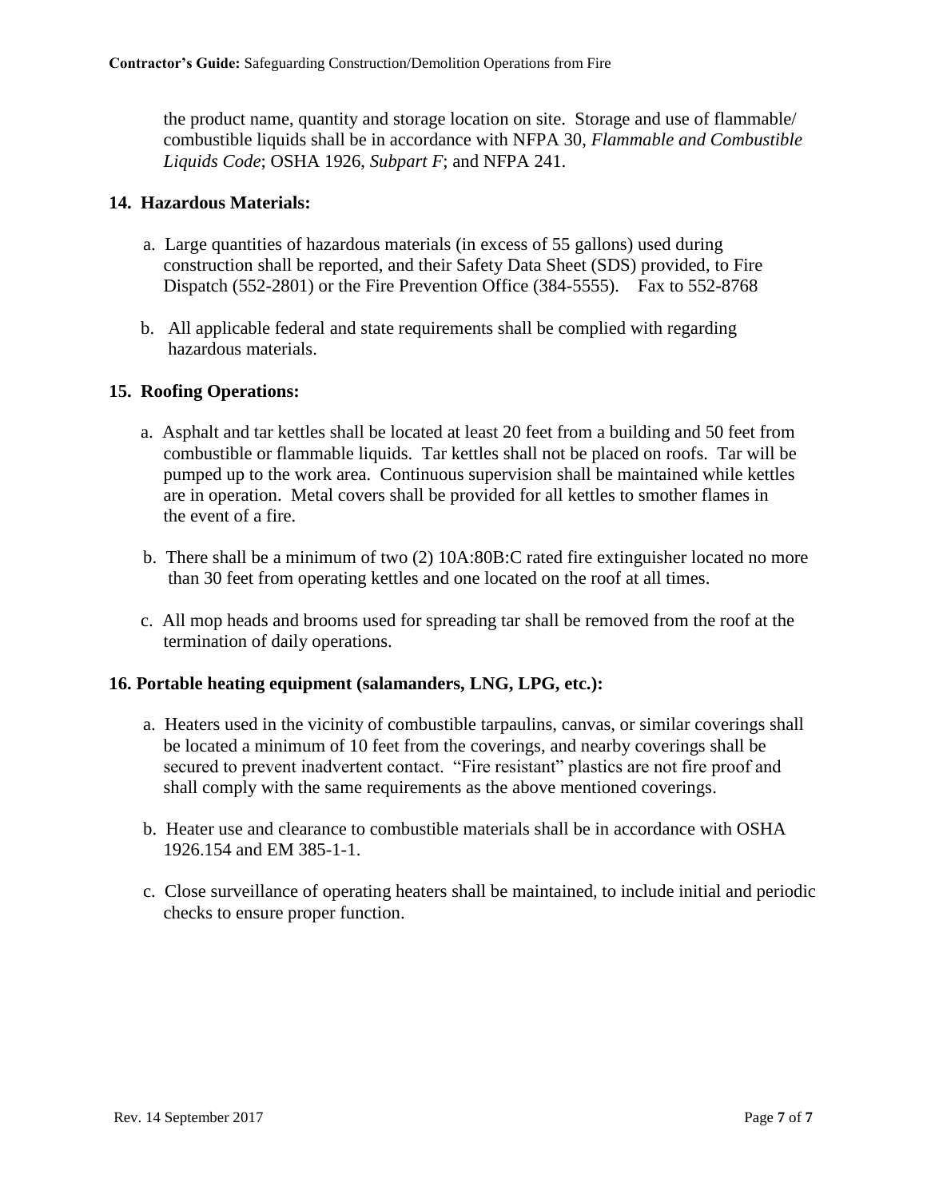the product name, quantity and storage location on site. Storage and use of flammable/ combustible liquids shall be in accordance with NFPA 30, *Flammable and Combustible Liquids Code*; OSHA 1926, *Subpart F*; and NFPA 241.

**14. Hazardous Materials:**

a. Large quantities of hazardous materials (in excess of 55 gallons) used during construction shall be reported, and their Safety Data Sheet (SDS) provided, to Fire Dispatch (552-2801) or the Fire Prevention Office (384-5555). Fax to 552-8768

b. All applicable federal and state requirements shall be complied with regarding hazardous materials.

**15. Roofing Operations:**

a. Asphalt and tar kettles shall be located at least 20 feet from a building and 50 feet from combustible or flammable liquids. Tar kettles shall not be placed on roofs. Tar will be pumped up to the work area. Continuous supervision shall be maintained while kettles are in operation. Metal covers shall be provided for all kettles to smother flames in the event of a fire.

b. There shall be a minimum of two (2) 10A:80B:C rated fire extinguisher located no more than 30 feet from operating kettles and one located on the roof at all times.

c. All mop heads and brooms used for spreading tar shall be removed from the roof at the termination of daily operations.

**16. Portable heating equipment (salamanders, LNG, LPG, etc.):**

a. Heaters used in the vicinity of combustible tarpaulins, canvas, or similar coverings shall be located a minimum of 10 feet from the coverings, and nearby coverings shall be secured to prevent inadvertent contact. "Fire resistant" plastics are not fire proof and shall comply with the same requirements as the above mentioned coverings.

b. Heater use and clearance to combustible materials shall be in accordance with OSHA 1926.154 and EM 385-1-1.

c. Close surveillance of operating heaters shall be maintained, to include initial and periodic checks to ensure proper function.